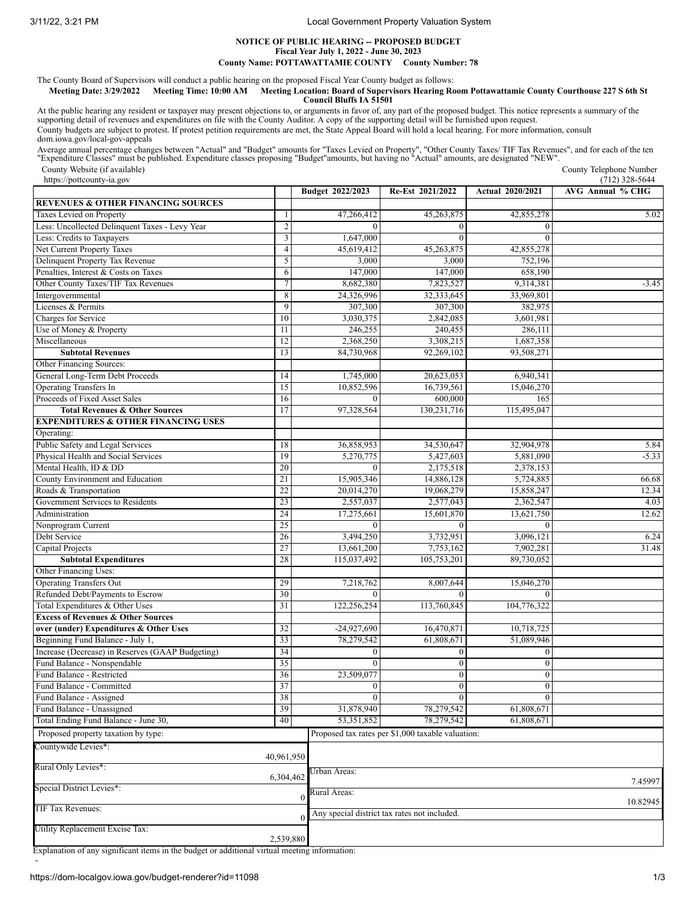## NOTICE OF PUBLIC HEARING -- PROPOSED BUDGET

**Fiscal Year July 1, 2022 - June 30, 2023**

**County Name: POTTAWATTAMIE COUNTY County Number: 78**

The County Board of Supervisors will conduct a public hearing on the proposed Fiscal Year County budget as follows:

**Meeting Date: 3/29/2022 Meeting Time: 10:00 AM Meeting Location: Board of Supervisors Hearing Room Pottawattamie County Courthouse 227 S 6th St Council Bluffs IA 51501**

At the public hearing any resident or taxpayer may present objections to, or arguments in favor of, any part of the proposed budget. This notice represents a summary of the supporting detail of revenues and expenditures on file with the County Auditor. A copy of the supporting detail will be furnished upon request.

County budgets are subject to protest. If protest petition requirements are met, the State Appeal Board will hold a local hearing. For more information, consult dom.iowa.gov/local-gov-appeals

Average annual percentage changes between "Actual" and "Budget" amounts for "Taxes Levied on Property", "Other County Taxes/ TIF Tax Revenues", and for each of the ten "Expenditure Classes" must be published. Expenditure classes proposing "Budget"amounts, but having no "Actual" amounts, are designated "NEW".

County Website (if available): https://pottcounty-ia.gov

County Telephone Number: (712) 328-5644

| | | Budget 2022/2023 | Re-Est 2021/2022 | Actual 2020/2021 | AVG Annual % CHG |
|---|---|---|---|---|---|
| **REVENUES & OTHER FINANCING SOURCES** | | | | | |
| Taxes Levied on Property | 1 | 47,266,412 | 45,263,875 | 42,855,278 | 5.02 |
| Less: Uncollected Delinquent Taxes - Levy Year | 2 | 0 | 0 | 0 | |
| Less: Credits to Taxpayers | 3 | 1,647,000 | 0 | 0 | |
| Net Current Property Taxes | 4 | 45,619,412 | 45,263,875 | 42,855,278 | |
| Delinquent Property Tax Revenue | 5 | 3,000 | 3,000 | 752,196 | |
| Penalties, Interest & Costs on Taxes | 6 | 147,000 | 147,000 | 658,190 | |
| Other County Taxes/TIF Tax Revenues | 7 | 8,682,380 | 7,823,527 | 9,314,381 | -3.45 |
| Intergovernmental | 8 | 24,326,996 | 32,333,645 | 33,969,801 | |
| Licenses & Permits | 9 | 307,300 | 307,300 | 382,975 | |
| Charges for Service | 10 | 3,030,375 | 2,842,085 | 3,601,981 | |
| Use of Money & Property | 11 | 246,255 | 240,455 | 286,111 | |
| Miscellaneous | 12 | 2,368,250 | 3,308,215 | 1,687,358 | |
| **Subtotal Revenues** | 13 | 84,730,968 | 92,269,102 | 93,508,271 | |
| Other Financing Sources: | | | | | |
| General Long-Term Debt Proceeds | 14 | 1,745,000 | 20,623,053 | 6,940,341 | |
| Operating Transfers In | 15 | 10,852,596 | 16,739,561 | 15,046,270 | |
| Proceeds of Fixed Asset Sales | 16 | 0 | 600,000 | 165 | |
| **Total Revenues & Other Sources** | 17 | 97,328,564 | 130,231,716 | 115,495,047 | |
| **EXPENDITURES & OTHER FINANCING USES** | | | | | |
| Operating: | | | | | |
| Public Safety and Legal Services | 18 | 36,858,953 | 34,530,647 | 32,904,978 | 5.84 |
| Physical Health and Social Services | 19 | 5,270,775 | 5,427,603 | 5,881,090 | -5.33 |
| Mental Health, ID & DD | 20 | 0 | 2,175,518 | 2,378,153 | |
| County Environment and Education | 21 | 15,905,346 | 14,886,128 | 5,724,885 | 66.68 |
| Roads & Transportation | 22 | 20,014,270 | 19,068,279 | 15,858,247 | 12.34 |
| Government Services to Residents | 23 | 2,557,037 | 2,577,043 | 2,362,547 | 4.03 |
| Administration | 24 | 17,275,661 | 15,601,870 | 13,621,750 | 12.62 |
| Nonprogram Current | 25 | 0 | 0 | 0 | |
| Debt Service | 26 | 3,494,250 | 3,732,951 | 3,096,121 | 6.24 |
| Capital Projects | 27 | 13,661,200 | 7,753,162 | 7,902,281 | 31.48 |
| **Subtotal Expenditures** | 28 | 115,037,492 | 105,753,201 | 89,730,052 | |
| Other Financing Uses: | | | | | |
| Operating Transfers Out | 29 | 7,218,762 | 8,007,644 | 15,046,270 | |
| Refunded Debt/Payments to Escrow | 30 | 0 | 0 | 0 | |
| Total Expenditures & Other Uses | 31 | 122,256,254 | 113,760,845 | 104,776,322 | |
| **Excess of Revenues & Other Sources over (under) Expenditures & Other Uses** | 32 | -24,927,690 | 16,470,871 | 10,718,725 | |
| Beginning Fund Balance - July 1, | 33 | 78,279,542 | 61,808,671 | 51,089,946 | |
| Increase (Decrease) in Reserves (GAAP Budgeting) | 34 | 0 | 0 | 0 | |
| Fund Balance - Nonspendable | 35 | 0 | 0 | 0 | |
| Fund Balance - Restricted | 36 | 23,509,077 | 0 | 0 | |
| Fund Balance - Committed | 37 | 0 | 0 | 0 | |
| Fund Balance - Assigned | 38 | 0 | 0 | 0 | |
| Fund Balance - Unassigned | 39 | 31,878,940 | 78,279,542 | 61,808,671 | |
| Total Ending Fund Balance - June 30, | 40 | 53,351,852 | 78,279,542 | 61,808,671 | |

| Proposed property taxation by type: | | Proposed tax rates per $1,000 taxable valuation: | |
|---|---|---|---|
| Countywide Levies*: | 40,961,950 | | |
| Rural Only Levies*: | 6,304,462 | Urban Areas: | 7.45997 |
| Special District Levies*: | 0 | Rural Areas: | 10.82945 |
| TIF Tax Revenues: | 0 | Any special district tax rates not included. | |
| Utility Replacement Excise Tax: | 2,539,880 | | |

Explanation of any significant items in the budget or additional virtual meeting information:

-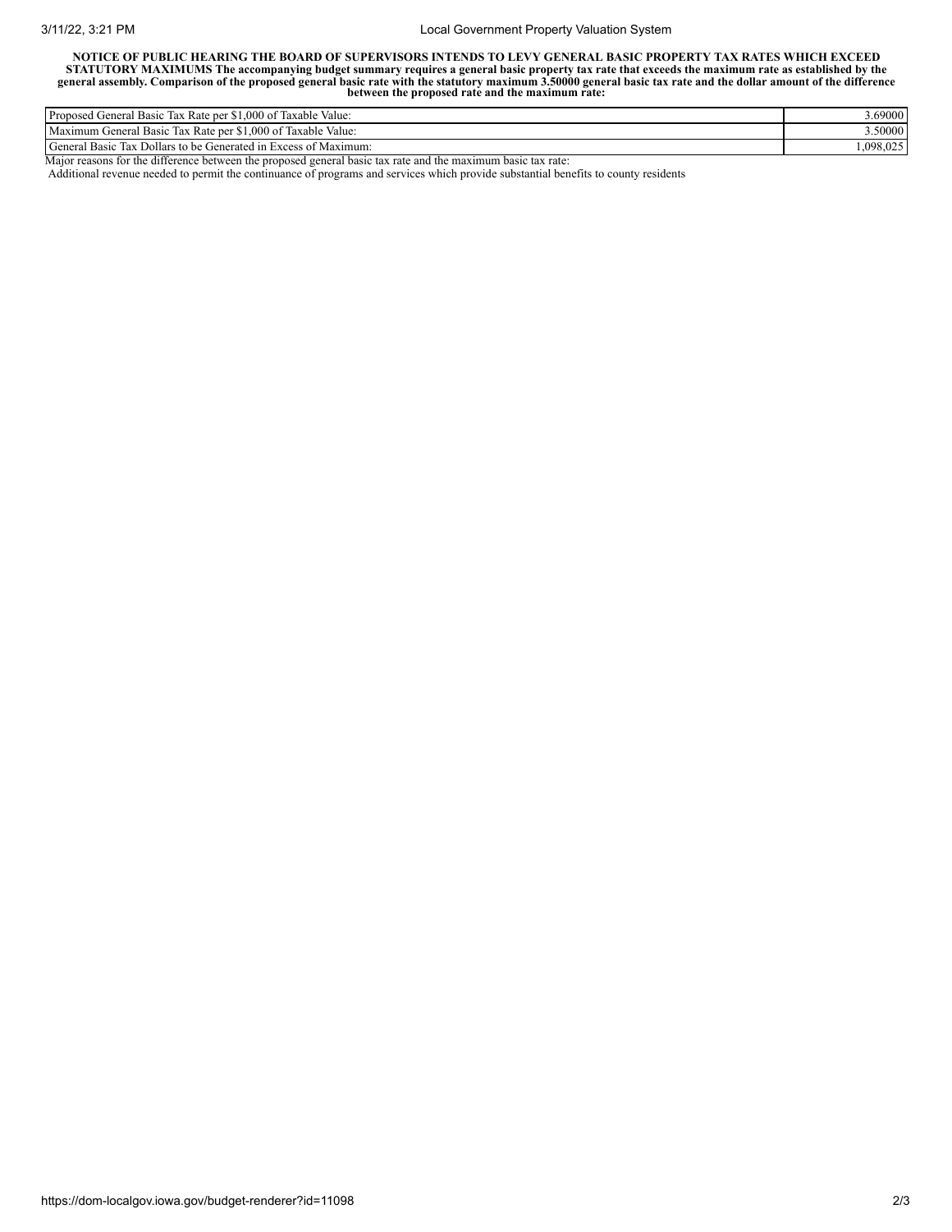**NOTICE OF PUBLIC HEARING THE BOARD OF SUPERVISORS INTENDS TO LEVY GENERAL BASIC PROPERTY TAX RATES WHICH EXCEED STATUTORY MAXIMUMS The accompanying budget summary requires a general basic property tax rate that exceeds the maximum rate as established by the general assembly. Comparison of the proposed general basic rate with the statutory maximum 3.50000 general basic tax rate and the dollar amount of the difference between the proposed rate and the maximum rate:**

| | |
|---|---:|
| Proposed General Basic Tax Rate per $1,000 of Taxable Value: | 3.69000 |
| Maximum General Basic Tax Rate per $1,000 of Taxable Value: | 3.50000 |
| General Basic Tax Dollars to be Generated in Excess of Maximum: | 1,098,025 |

Major reasons for the difference between the proposed general basic tax rate and the maximum basic tax rate:

Additional revenue needed to permit the continuance of programs and services which provide substantial benefits to county residents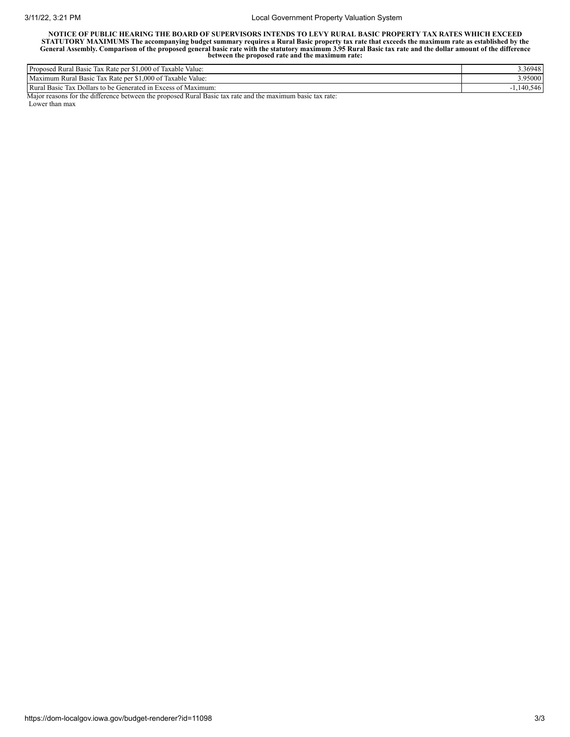**NOTICE OF PUBLIC HEARING THE BOARD OF SUPERVISORS INTENDS TO LEVY RURAL BASIC PROPERTY TAX RATES WHICH EXCEED STATUTORY MAXIMUMS The accompanying budget summary requires a Rural Basic property tax rate that exceeds the maximum rate as established by the General Assembly. Comparison of the proposed general basic rate with the statutory maximum 3.95 Rural Basic tax rate and the dollar amount of the difference between the proposed rate and the maximum rate:**

| | |
|---|---|
| Proposed Rural Basic Tax Rate per $1,000 of Taxable Value: | 3.36948 |
| Maximum Rural Basic Tax Rate per $1,000 of Taxable Value: | 3.95000 |
| Rural Basic Tax Dollars to be Generated in Excess of Maximum: | -1,140,546 |

Major reasons for the difference between the proposed Rural Basic tax rate and the maximum basic tax rate:

Lower than max